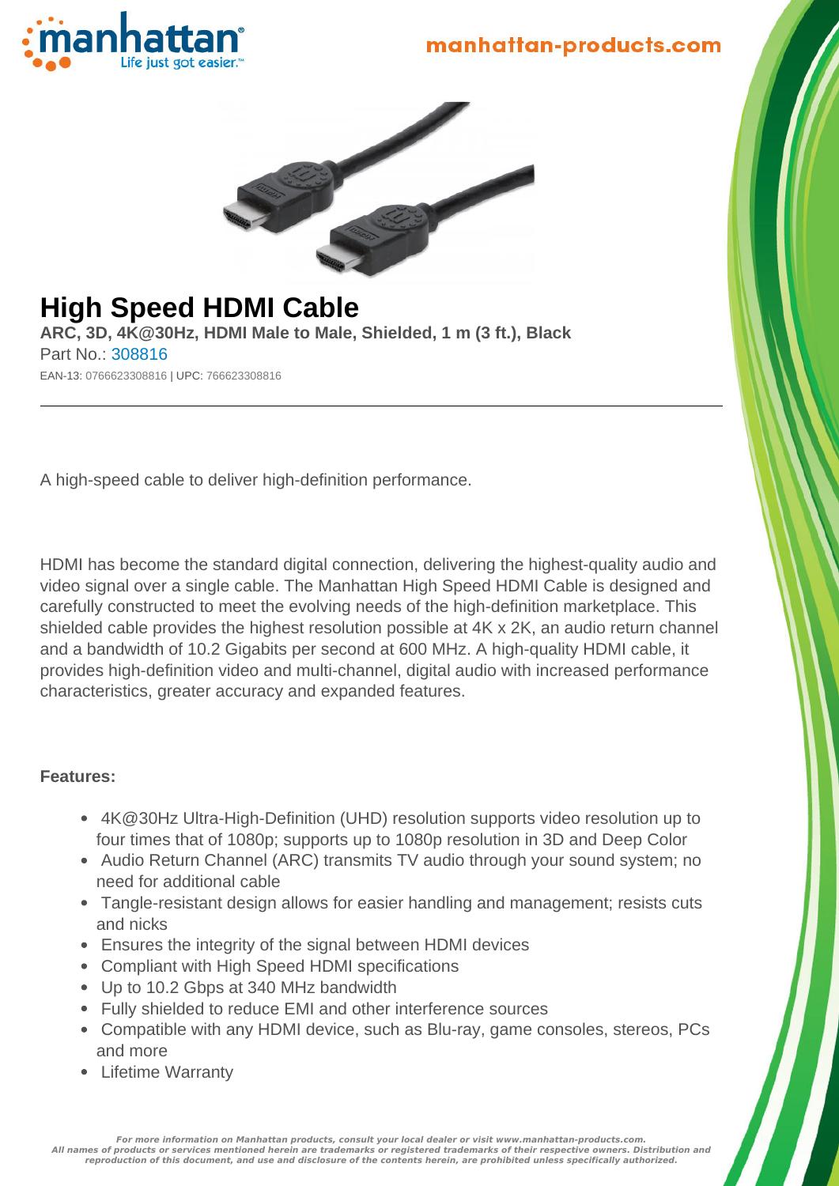manhattan-products.com

# High Speed HDMI Cable

**ARC, 3D, 4K@30Hz, HDMI Male to Male, Shielded, 1 m (3 ft.), Black**

Part No.: 308816

EAN-13: 0766623308816 | UPC: 766623308816

---

A high-speed cable to deliver high-definition performance.

HDMI has become the standard digital connection, delivering the highest-quality audio and video signal over a single cable. The Manhattan High Speed HDMI Cable is designed and carefully constructed to meet the evolving needs of the high-definition marketplace. This shielded cable provides the highest resolution possible at 4K x 2K, an audio return channel and a bandwidth of 10.2 Gigabits per second at 600 MHz. A high-quality HDMI cable, it provides high-definition video and multi-channel, digital audio with increased performance characteristics, greater accuracy and expanded features.

**Features:**

- 4K@30Hz Ultra-High-Definition (UHD) resolution supports video resolution up to four times that of 1080p; supports up to 1080p resolution in 3D and Deep Color
- Audio Return Channel (ARC) transmits TV audio through your sound system; no need for additional cable
- Tangle-resistant design allows for easier handling and management; resists cuts and nicks
- Ensures the integrity of the signal between HDMI devices
- Compliant with High Speed HDMI specifications
- Up to 10.2 Gbps at 340 MHz bandwidth
- Fully shielded to reduce EMI and other interference sources
- Compatible with any HDMI device, such as Blu-ray, game consoles, stereos, PCs and more
- Lifetime Warranty

*For more information on Manhattan products, consult your local dealer or visit www.manhattan-products.com. All names of products or services mentioned herein are trademarks or registered trademarks of their respective owners. Distribution and reproduction of this document, and use and disclosure of the contents herein, are prohibited unless specifically authorized.*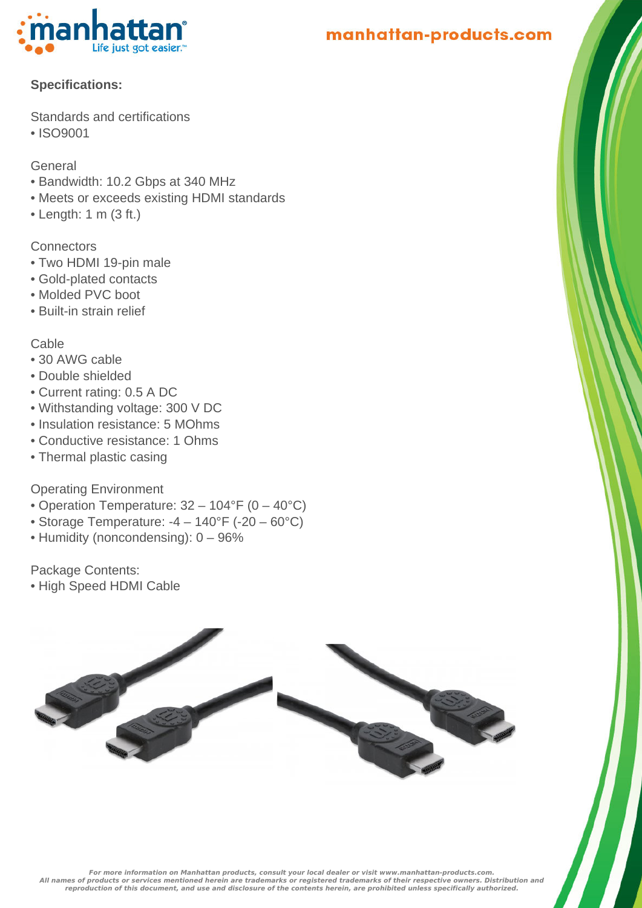**Specifications:**

Standards and certifications
- ISO9001

General
- Bandwidth: 10.2 Gbps at 340 MHz
- Meets or exceeds existing HDMI standards
- Length: 1 m (3 ft.)

Connectors
- Two HDMI 19-pin male
- Gold-plated contacts
- Molded PVC boot
- Built-in strain relief

Cable
- 30 AWG cable
- Double shielded
- Current rating: 0.5 A DC
- Withstanding voltage: 300 V DC
- Insulation resistance: 5 MOhms
- Conductive resistance: 1 Ohms
- Thermal plastic casing

Operating Environment
- Operation Temperature: 32 – 104°F (0 – 40°C)
- Storage Temperature: -4 – 140°F (-20 – 60°C)
- Humidity (noncondensing): 0 – 96%

Package Contents:
- High Speed HDMI Cable

*For more information on Manhattan products, consult your local dealer or visit www.manhattan-products.com.*
*All names of products or services mentioned herein are trademarks or registered trademarks of their respective owners. Distribution and reproduction of this document, and use and disclosure of the contents herein, are prohibited unless specifically authorized.*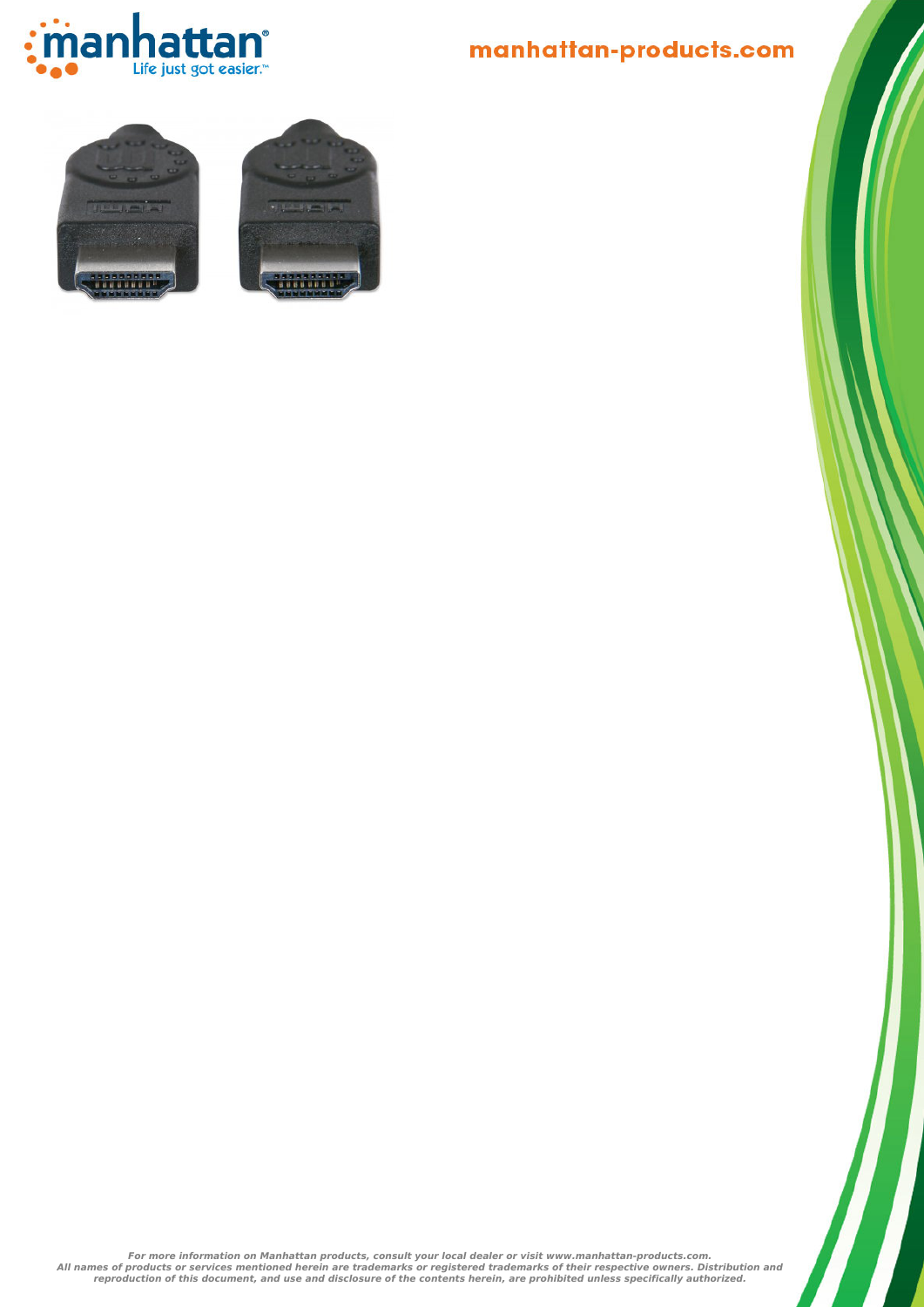*For more information on Manhattan products, consult your local dealer or visit www.manhattan-products.com. All names of products or services mentioned herein are trademarks or registered trademarks of their respective owners. Distribution and reproduction of this document, and use and disclosure of the contents herein, are prohibited unless specifically authorized.*